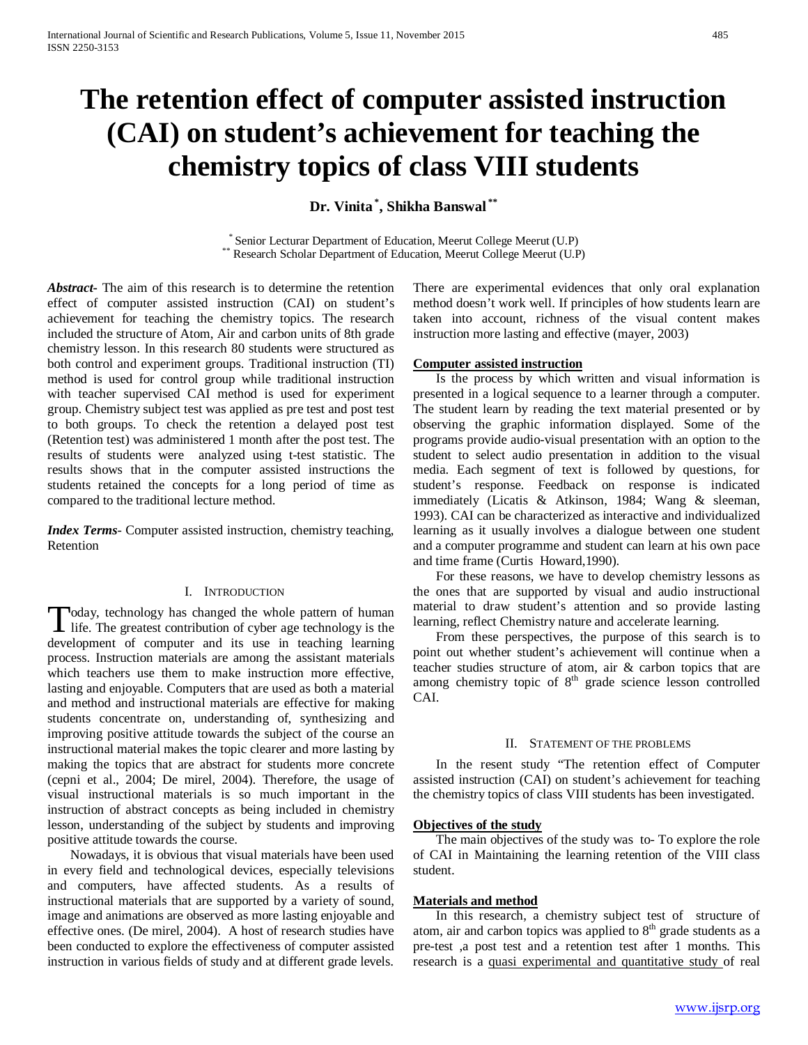# The retention effect of computer assisted instruction (CAI) on student's achievement for teaching the chemistry topics of class VIII students

**Dr. Vinita [*], Shikha Banswal [**]**

[*] Senior Lecturar Department of Education, Meerut College Meerut (U.P)
[**] Research Scholar Department of Education, Meerut College Meerut (U.P)

***Abstract*-** The aim of this research is to determine the retention effect of computer assisted instruction (CAI) on student's achievement for teaching the chemistry topics. The research included the structure of Atom, Air and carbon units of 8th grade chemistry lesson. In this research 80 students were structured as both control and experiment groups. Traditional instruction (TI) method is used for control group while traditional instruction with teacher supervised CAI method is used for experiment group. Chemistry subject test was applied as pre test and post test to both groups. To check the retention a delayed post test (Retention test) was administered 1 month after the post test. The results of students were analyzed using t-test statistic. The results shows that in the computer assisted instructions the students retained the concepts for a long period of time as compared to the traditional lecture method.

***Index Terms*-** Computer assisted instruction, chemistry teaching, Retention

## I. Introduction

Today, technology has changed the whole pattern of human life. The greatest contribution of cyber age technology is the development of computer and its use in teaching learning process. Instruction materials are among the assistant materials which teachers use them to make instruction more effective, lasting and enjoyable. Computers that are used as both a material and method and instructional materials are effective for making students concentrate on, understanding of, synthesizing and improving positive attitude towards the subject of the course an instructional material makes the topic clearer and more lasting by making the topics that are abstract for students more concrete (cepni et al., 2004; De mirel, 2004). Therefore, the usage of visual instructional materials is so much important in the instruction of abstract concepts as being included in chemistry lesson, understanding of the subject by students and improving positive attitude towards the course.

Nowadays, it is obvious that visual materials have been used in every field and technological devices, especially televisions and computers, have affected students. As a results of instructional materials that are supported by a variety of sound, image and animations are observed as more lasting enjoyable and effective ones. (De mirel, 2004). A host of research studies have been conducted to explore the effectiveness of computer assisted instruction in various fields of study and at different grade levels. There are experimental evidences that only oral explanation method doesn't work well. If principles of how students learn are taken into account, richness of the visual content makes instruction more lasting and effective (mayer, 2003)

### Computer assisted instruction

Is the process by which written and visual information is presented in a logical sequence to a learner through a computer. The student learn by reading the text material presented or by observing the graphic information displayed. Some of the programs provide audio-visual presentation with an option to the student to select audio presentation in addition to the visual media. Each segment of text is followed by questions, for student's response. Feedback on response is indicated immediately (Licatis & Atkinson, 1984; Wang & sleeman, 1993). CAI can be characterized as interactive and individualized learning as it usually involves a dialogue between one student and a computer programme and student can learn at his own pace and time frame (Curtis Howard,1990).

For these reasons, we have to develop chemistry lessons as the ones that are supported by visual and audio instructional material to draw student's attention and so provide lasting learning, reflect Chemistry nature and accelerate learning.

From these perspectives, the purpose of this search is to point out whether student's achievement will continue when a teacher studies structure of atom, air & carbon topics that are among chemistry topic of 8th grade science lesson controlled CAI.

## II. Statement of the problems

In the resent study "The retention effect of Computer assisted instruction (CAI) on student's achievement for teaching the chemistry topics of class VIII students has been investigated.

### Objectives of the study

The main objectives of the study was to- To explore the role of CAI in Maintaining the learning retention of the VIII class student.

### Materials and method

In this research, a chemistry subject test of structure of atom, air and carbon topics was applied to 8th grade students as a pre-test ,a post test and a retention test after 1 months. This research is a quasi experimental and quantitative study of real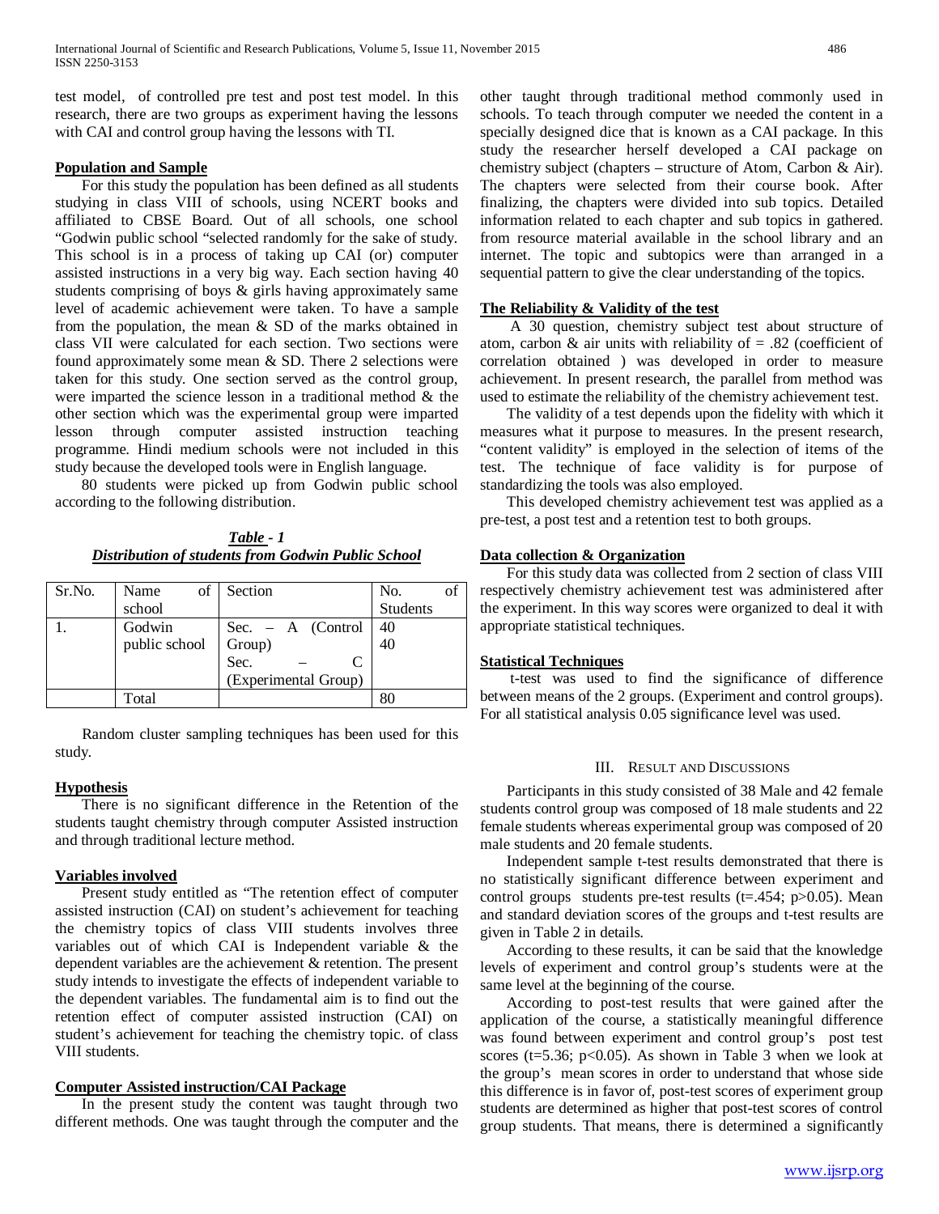test model, of controlled pre test and post test model. In this research, there are two groups as experiment having the lessons with CAI and control group having the lessons with TI.

**Population and Sample**

For this study the population has been defined as all students studying in class VIII of schools, using NCERT books and affiliated to CBSE Board. Out of all schools, one school "Godwin public school "selected randomly for the sake of study. This school is in a process of taking up CAI (or) computer assisted instructions in a very big way. Each section having 40 students comprising of boys & girls having approximately same level of academic achievement were taken. To have a sample from the population, the mean & SD of the marks obtained in class VII were calculated for each section. Two sections were found approximately some mean & SD. There 2 selections were taken for this study. One section served as the control group, were imparted the science lesson in a traditional method & the other section which was the experimental group were imparted lesson through computer assisted instruction teaching programme. Hindi medium schools were not included in this study because the developed tools were in English language.

80 students were picked up from Godwin public school according to the following distribution.

***Table - 1***
***Distribution of students from Godwin Public School***

| Sr.No. | Name of school | Section | No. of Students |
|---|---|---|---|
| 1. | Godwin public school | Sec. – A (Control Group)<br>Sec. – C (Experimental Group) | 40<br>40 |
| | Total | | 80 |

Random cluster sampling techniques has been used for this study.

**Hypothesis**

There is no significant difference in the Retention of the students taught chemistry through computer Assisted instruction and through traditional lecture method.

**Variables involved**

Present study entitled as "The retention effect of computer assisted instruction (CAI) on student's achievement for teaching the chemistry topics of class VIII students involves three variables out of which CAI is Independent variable & the dependent variables are the achievement & retention. The present study intends to investigate the effects of independent variable to the dependent variables. The fundamental aim is to find out the retention effect of computer assisted instruction (CAI) on student's achievement for teaching the chemistry topic. of class VIII students.

**Computer Assisted instruction/CAI Package**

In the present study the content was taught through two different methods. One was taught through the computer and the other taught through traditional method commonly used in schools. To teach through computer we needed the content in a specially designed dice that is known as a CAI package. In this study the researcher herself developed a CAI package on chemistry subject (chapters – structure of Atom, Carbon & Air). The chapters were selected from their course book. After finalizing, the chapters were divided into sub topics. Detailed information related to each chapter and sub topics in gathered. from resource material available in the school library and an internet. The topic and subtopics were than arranged in a sequential pattern to give the clear understanding of the topics.

**The Reliability & Validity of the test**

A 30 question, chemistry subject test about structure of atom, carbon & air units with reliability of = .82 (coefficient of correlation obtained ) was developed in order to measure achievement. In present research, the parallel from method was used to estimate the reliability of the chemistry achievement test.

The validity of a test depends upon the fidelity with which it measures what it purpose to measures. In the present research, "content validity" is employed in the selection of items of the test. The technique of face validity is for purpose of standardizing the tools was also employed.

This developed chemistry achievement test was applied as a pre-test, a post test and a retention test to both groups.

**Data collection & Organization**

For this study data was collected from 2 section of class VIII respectively chemistry achievement test was administered after the experiment. In this way scores were organized to deal it with appropriate statistical techniques.

**Statistical Techniques**

t-test was used to find the significance of difference between means of the 2 groups. (Experiment and control groups). For all statistical analysis 0.05 significance level was used.

## III. Result and Discussions

Participants in this study consisted of 38 Male and 42 female students control group was composed of 18 male students and 22 female students whereas experimental group was composed of 20 male students and 20 female students.

Independent sample t-test results demonstrated that there is no statistically significant difference between experiment and control groups students pre-test results ($t=.454$; $p>0.05$). Mean and standard deviation scores of the groups and t-test results are given in Table 2 in details.

According to these results, it can be said that the knowledge levels of experiment and control group's students were at the same level at the beginning of the course.

According to post-test results that were gained after the application of the course, a statistically meaningful difference was found between experiment and control group's post test scores ($t=5.36$; $p<0.05$). As shown in Table 3 when we look at the group's mean scores in order to understand that whose side this difference is in favor of, post-test scores of experiment group students are determined as higher that post-test scores of control group students. That means, there is determined a significantly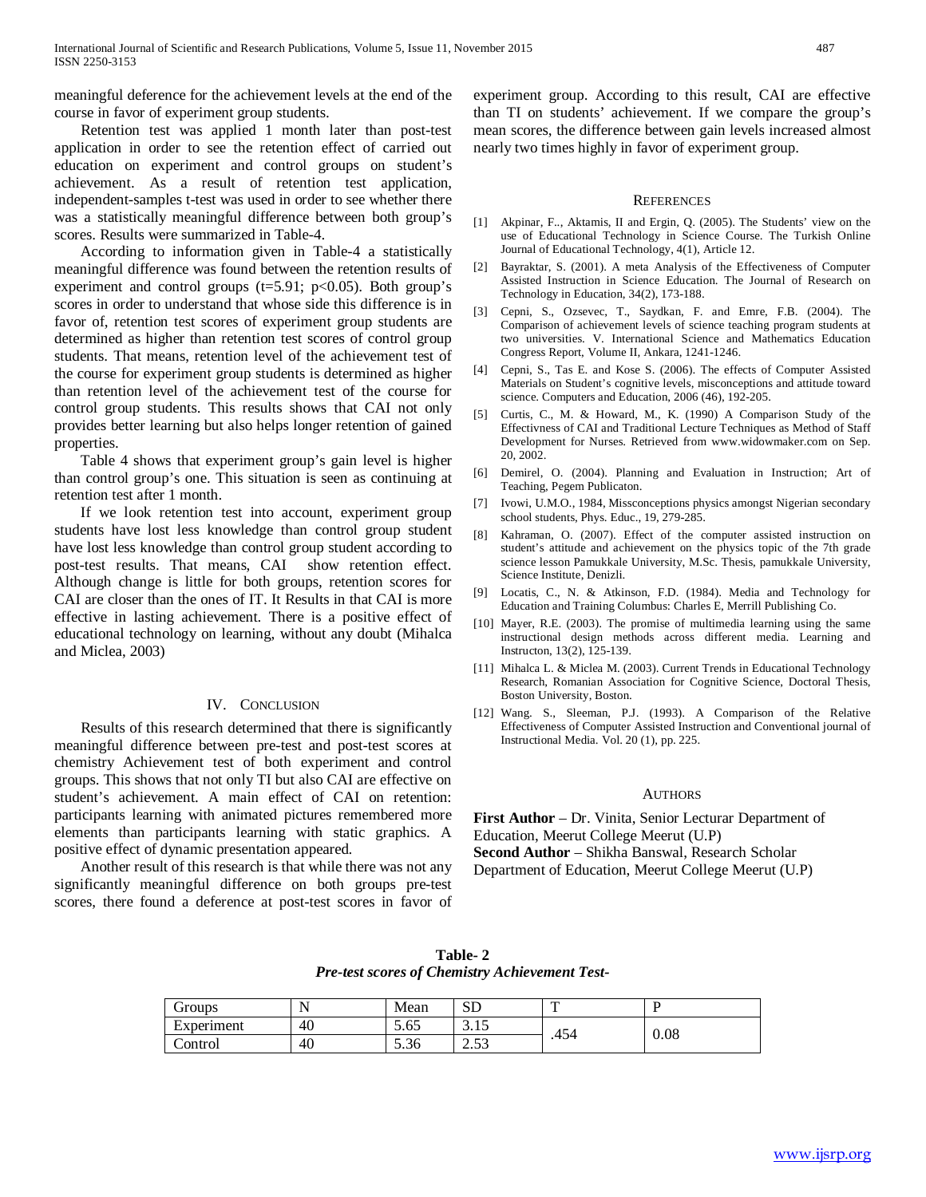meaningful deference for the achievement levels at the end of the course in favor of experiment group students.

Retention test was applied 1 month later than post-test application in order to see the retention effect of carried out education on experiment and control groups on student's achievement. As a result of retention test application, independent-samples t-test was used in order to see whether there was a statistically meaningful difference between both group's scores. Results were summarized in Table-4.

According to information given in Table-4 a statistically meaningful difference was found between the retention results of experiment and control groups ($t=5.91$; $p<0.05$). Both group's scores in order to understand that whose side this difference is in favor of, retention test scores of experiment group students are determined as higher than retention test scores of control group students. That means, retention level of the achievement test of the course for experiment group students is determined as higher than retention level of the achievement test of the course for control group students. This results shows that CAI not only provides better learning but also helps longer retention of gained properties.

Table 4 shows that experiment group's gain level is higher than control group's one. This situation is seen as continuing at retention test after 1 month.

If we look retention test into account, experiment group students have lost less knowledge than control group student have lost less knowledge than control group student according to post-test results. That means, CAI show retention effect. Although change is little for both groups, retention scores for CAI are closer than the ones of IT. It Results in that CAI is more effective in lasting achievement. There is a positive effect of educational technology on learning, without any doubt (Mihalca and Miclea, 2003)

## IV. Conclusion

Results of this research determined that there is significantly meaningful difference between pre-test and post-test scores at chemistry Achievement test of both experiment and control groups. This shows that not only TI but also CAI are effective on student's achievement. A main effect of CAI on retention: participants learning with animated pictures remembered more elements than participants learning with static graphics. A positive effect of dynamic presentation appeared.

Another result of this research is that while there was not any significantly meaningful difference on both groups pre-test scores, there found a deference at post-test scores in favor of experiment group. According to this result, CAI are effective than TI on students' achievement. If we compare the group's mean scores, the difference between gain levels increased almost nearly two times highly in favor of experiment group.

## References

[1] Akpinar, F.., Aktamis, II and Ergin, Q. (2005). The Students' view on the use of Educational Technology in Science Course. The Turkish Online Journal of Educational Technology, 4(1), Article 12.

[2] Bayraktar, S. (2001). A meta Analysis of the Effectiveness of Computer Assisted Instruction in Science Education. The Journal of Research on Technology in Education, 34(2), 173-188.

[3] Cepni, S., Ozsevec, T., Saydkan, F. and Emre, F.B. (2004). The Comparison of achievement levels of science teaching program students at two universities. V. International Science and Mathematics Education Congress Report, Volume II, Ankara, 1241-1246.

[4] Cepni, S., Tas E. and Kose S. (2006). The effects of Computer Assisted Materials on Student's cognitive levels, misconceptions and attitude toward science. Computers and Education, 2006 (46), 192-205.

[5] Curtis, C., M. & Howard, M., K. (1990) A Comparison Study of the Effectivness of CAI and Traditional Lecture Techniques as Method of Staff Development for Nurses. Retrieved from www.widowmaker.com on Sep. 20, 2002.

[6] Demirel, O. (2004). Planning and Evaluation in Instruction; Art of Teaching, Pegem Publicaton.

[7] Ivowi, U.M.O., 1984, Missconceptions physics amongst Nigerian secondary school students, Phys. Educ., 19, 279-285.

[8] Kahraman, O. (2007). Effect of the computer assisted instruction on student's attitude and achievement on the physics topic of the 7th grade science lesson Pamukkale University, M.Sc. Thesis, pamukkale University, Science Institute, Denizli.

[9] Locatis, C., N. & Atkinson, F.D. (1984). Media and Technology for Education and Training Columbus: Charles E, Merrill Publishing Co.

[10] Mayer, R.E. (2003). The promise of multimedia learning using the same instructional design methods across different media. Learning and Instructon, 13(2), 125-139.

[11] Mihalca L. & Miclea M. (2003). Current Trends in Educational Technology Research, Romanian Association for Cognitive Science, Doctoral Thesis, Boston University, Boston.

[12] Wang. S., Sleeman, P.J. (1993). A Comparison of the Relative Effectiveness of Computer Assisted Instruction and Conventional journal of Instructional Media. Vol. 20 (1), pp. 225.

## Authors

**First Author** – Dr. Vinita, Senior Lecturar Department of Education, Meerut College Meerut (U.P)
**Second Author** – Shikha Banswal, Research Scholar Department of Education, Meerut College Meerut (U.P)

**Table- 2**
***Pre-test scores of Chemistry Achievement Test-***

| Groups | N | Mean | SD | T | P |
|---|---|---|---|---|---|
| Experiment | 40 | 5.65 | 3.15 | .454 | 0.08 |
| Control | 40 | 5.36 | 2.53 | | |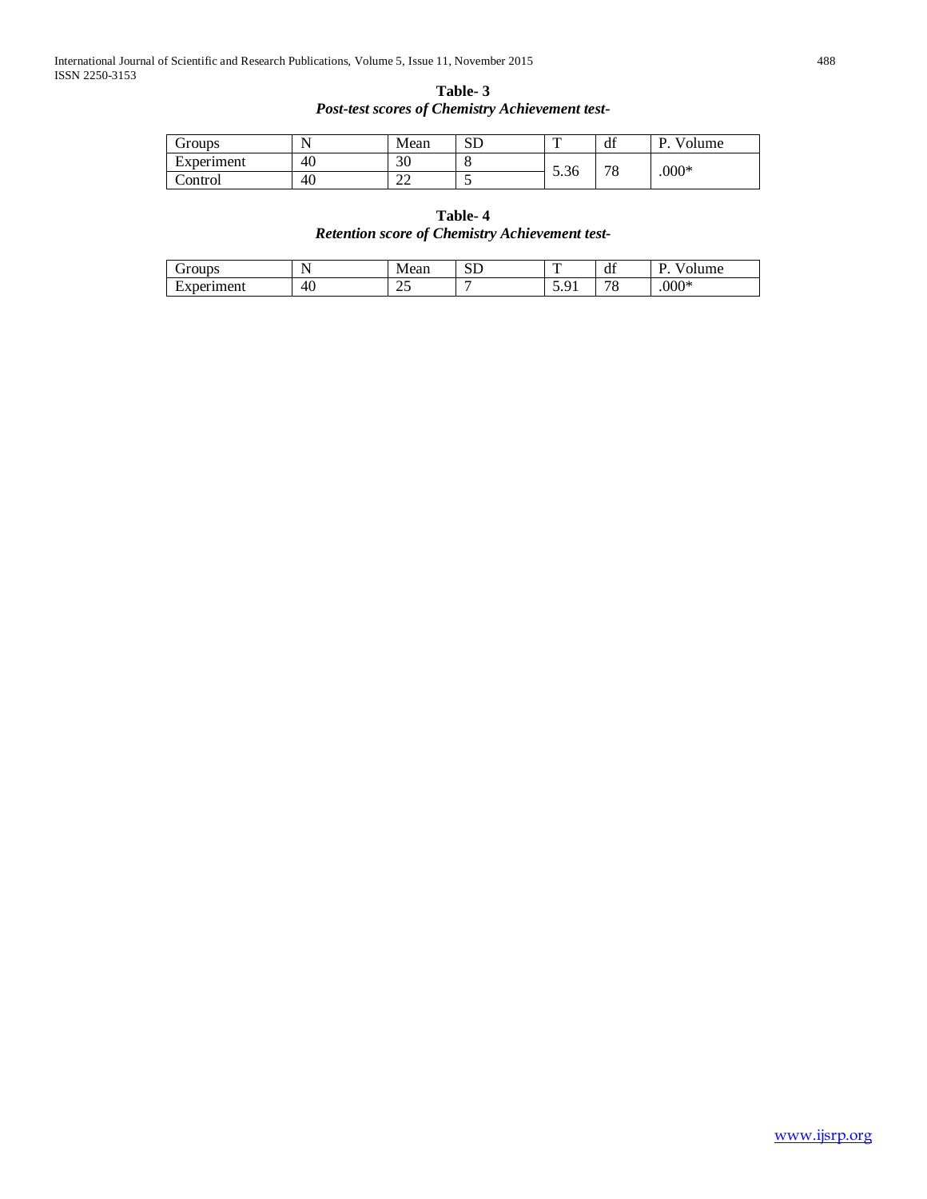**Table- 3**

***Post-test scores of Chemistry Achievement test-***

| Groups | N | Mean | SD | T | df | P. Volume |
|---|---|---|---|---|---|---|
| Experiment | 40 | 30 | 8 | 5.36 | 78 | .000* |
| Control | 40 | 22 | 5 | | | |

**Table- 4**

***Retention score of Chemistry Achievement test-***

| Groups | N | Mean | SD | T | df | P. Volume |
|---|---|---|---|---|---|---|
| Experiment | 40 | 25 | 7 | 5.91 | 78 | .000* |